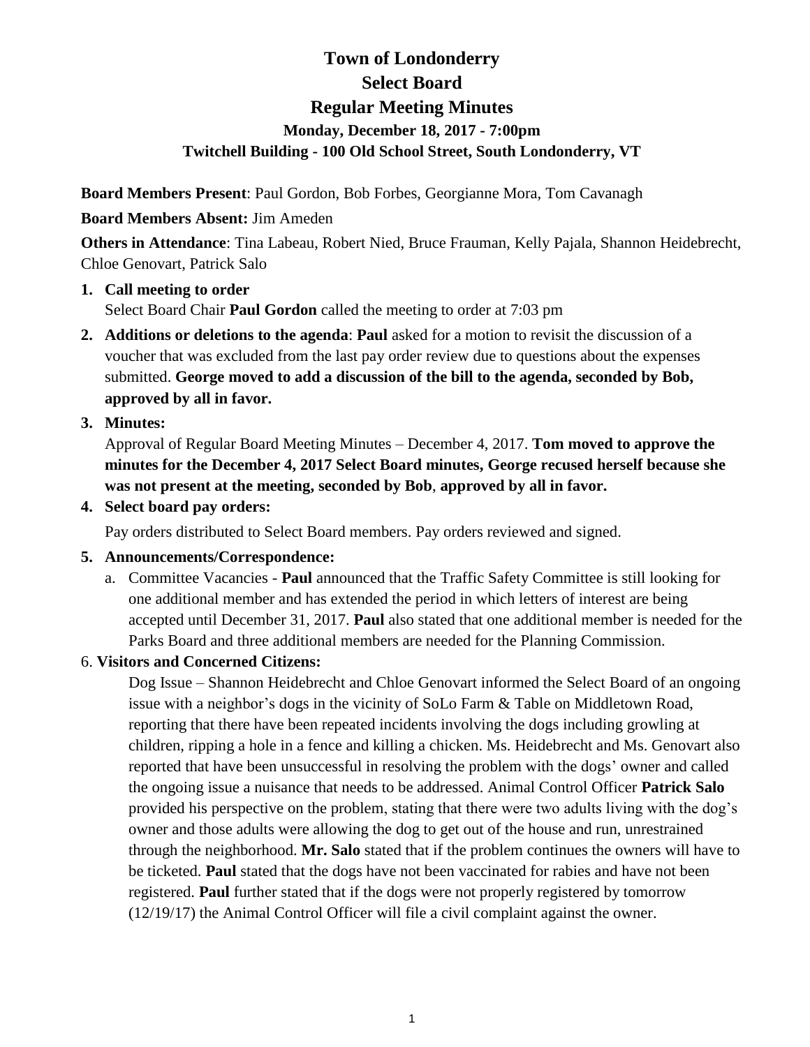# Town of Londonderry
# Select Board
# Regular Meeting Minutes
### Monday, December 18, 2017 - 7:00pm
### Twitchell Building - 100 Old School Street, South Londonderry, VT

**Board Members Present**: Paul Gordon, Bob Forbes, Georgianne Mora, Tom Cavanagh

**Board Members Absent:** Jim Ameden

**Others in Attendance**: Tina Labeau, Robert Nied, Bruce Frauman, Kelly Pajala, Shannon Heidebrecht, Chloe Genovart, Patrick Salo

1. **Call meeting to order**
   Select Board Chair **Paul Gordon** called the meeting to order at 7:03 pm
2. **Additions or deletions to the agenda**: **Paul** asked for a motion to revisit the discussion of a voucher that was excluded from the last pay order review due to questions about the expenses submitted. **George moved to add a discussion of the bill to the agenda, seconded by Bob, approved by all in favor.**
3. **Minutes:**
   Approval of Regular Board Meeting Minutes – December 4, 2017. **Tom moved to approve the minutes for the December 4, 2017 Select Board minutes, George recused herself because she was not present at the meeting, seconded by Bob**, **approved by all in favor.**
4. **Select board pay orders:**

   Pay orders distributed to Select Board members. Pay orders reviewed and signed.
5. **Announcements/Correspondence:**
   a. Committee Vacancies - **Paul** announced that the Traffic Safety Committee is still looking for one additional member and has extended the period in which letters of interest are being accepted until December 31, 2017. **Paul** also stated that one additional member is needed for the Parks Board and three additional members are needed for the Planning Commission.

6. **Visitors and Concerned Citizens:**

   Dog Issue – Shannon Heidebrecht and Chloe Genovart informed the Select Board of an ongoing issue with a neighbor's dogs in the vicinity of SoLo Farm & Table on Middletown Road, reporting that there have been repeated incidents involving the dogs including growling at children, ripping a hole in a fence and killing a chicken. Ms. Heidebrecht and Ms. Genovart also reported that have been unsuccessful in resolving the problem with the dogs' owner and called the ongoing issue a nuisance that needs to be addressed. Animal Control Officer **Patrick Salo** provided his perspective on the problem, stating that there were two adults living with the dog's owner and those adults were allowing the dog to get out of the house and run, unrestrained through the neighborhood. **Mr. Salo** stated that if the problem continues the owners will have to be ticketed. **Paul** stated that the dogs have not been vaccinated for rabies and have not been registered. **Paul** further stated that if the dogs were not properly registered by tomorrow (12/19/17) the Animal Control Officer will file a civil complaint against the owner.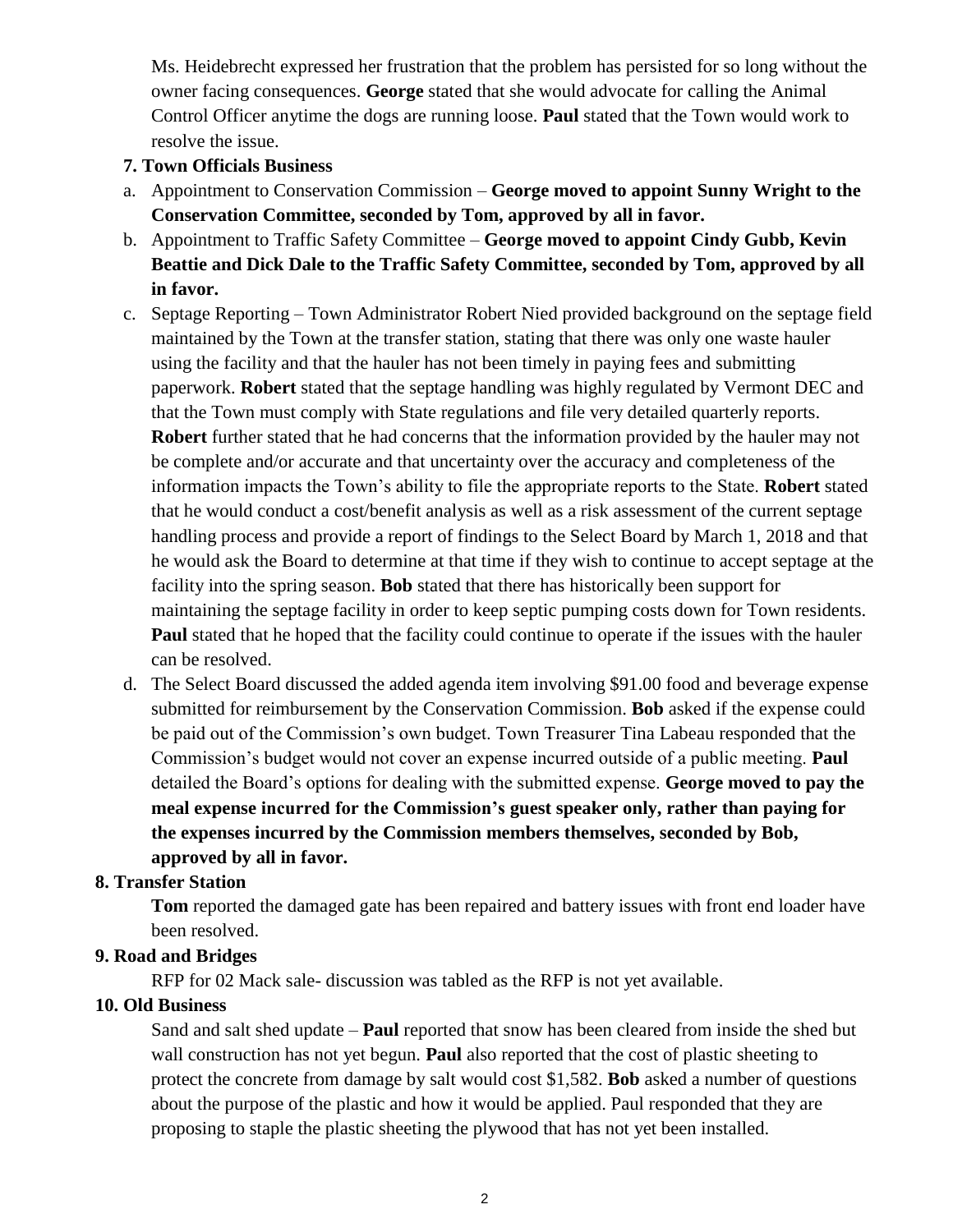Ms. Heidebrecht expressed her frustration that the problem has persisted for so long without the owner facing consequences. **George** stated that she would advocate for calling the Animal Control Officer anytime the dogs are running loose. **Paul** stated that the Town would work to resolve the issue.

**7. Town Officials Business**

a. Appointment to Conservation Commission – **George moved to appoint Sunny Wright to the Conservation Committee, seconded by Tom, approved by all in favor.**
b. Appointment to Traffic Safety Committee – **George moved to appoint Cindy Gubb, Kevin Beattie and Dick Dale to the Traffic Safety Committee, seconded by Tom, approved by all in favor.**
c. Septage Reporting – Town Administrator Robert Nied provided background on the septage field maintained by the Town at the transfer station, stating that there was only one waste hauler using the facility and that the hauler has not been timely in paying fees and submitting paperwork. **Robert** stated that the septage handling was highly regulated by Vermont DEC and that the Town must comply with State regulations and file very detailed quarterly reports. **Robert** further stated that he had concerns that the information provided by the hauler may not be complete and/or accurate and that uncertainty over the accuracy and completeness of the information impacts the Town's ability to file the appropriate reports to the State. **Robert** stated that he would conduct a cost/benefit analysis as well as a risk assessment of the current septage handling process and provide a report of findings to the Select Board by March 1, 2018 and that he would ask the Board to determine at that time if they wish to continue to accept septage at the facility into the spring season. **Bob** stated that there has historically been support for maintaining the septage facility in order to keep septic pumping costs down for Town residents. **Paul** stated that he hoped that the facility could continue to operate if the issues with the hauler can be resolved.
d. The Select Board discussed the added agenda item involving $91.00 food and beverage expense submitted for reimbursement by the Conservation Commission. **Bob** asked if the expense could be paid out of the Commission's own budget. Town Treasurer Tina Labeau responded that the Commission's budget would not cover an expense incurred outside of a public meeting. **Paul** detailed the Board's options for dealing with the submitted expense. **George moved to pay the meal expense incurred for the Commission's guest speaker only, rather than paying for the expenses incurred by the Commission members themselves, seconded by Bob, approved by all in favor.**

**8. Transfer Station**

**Tom** reported the damaged gate has been repaired and battery issues with front end loader have been resolved.

**9. Road and Bridges**

RFP for 02 Mack sale- discussion was tabled as the RFP is not yet available.

**10. Old Business**

Sand and salt shed update – **Paul** reported that snow has been cleared from inside the shed but wall construction has not yet begun. **Paul** also reported that the cost of plastic sheeting to protect the concrete from damage by salt would cost $1,582. **Bob** asked a number of questions about the purpose of the plastic and how it would be applied. Paul responded that they are proposing to staple the plastic sheeting the plywood that has not yet been installed.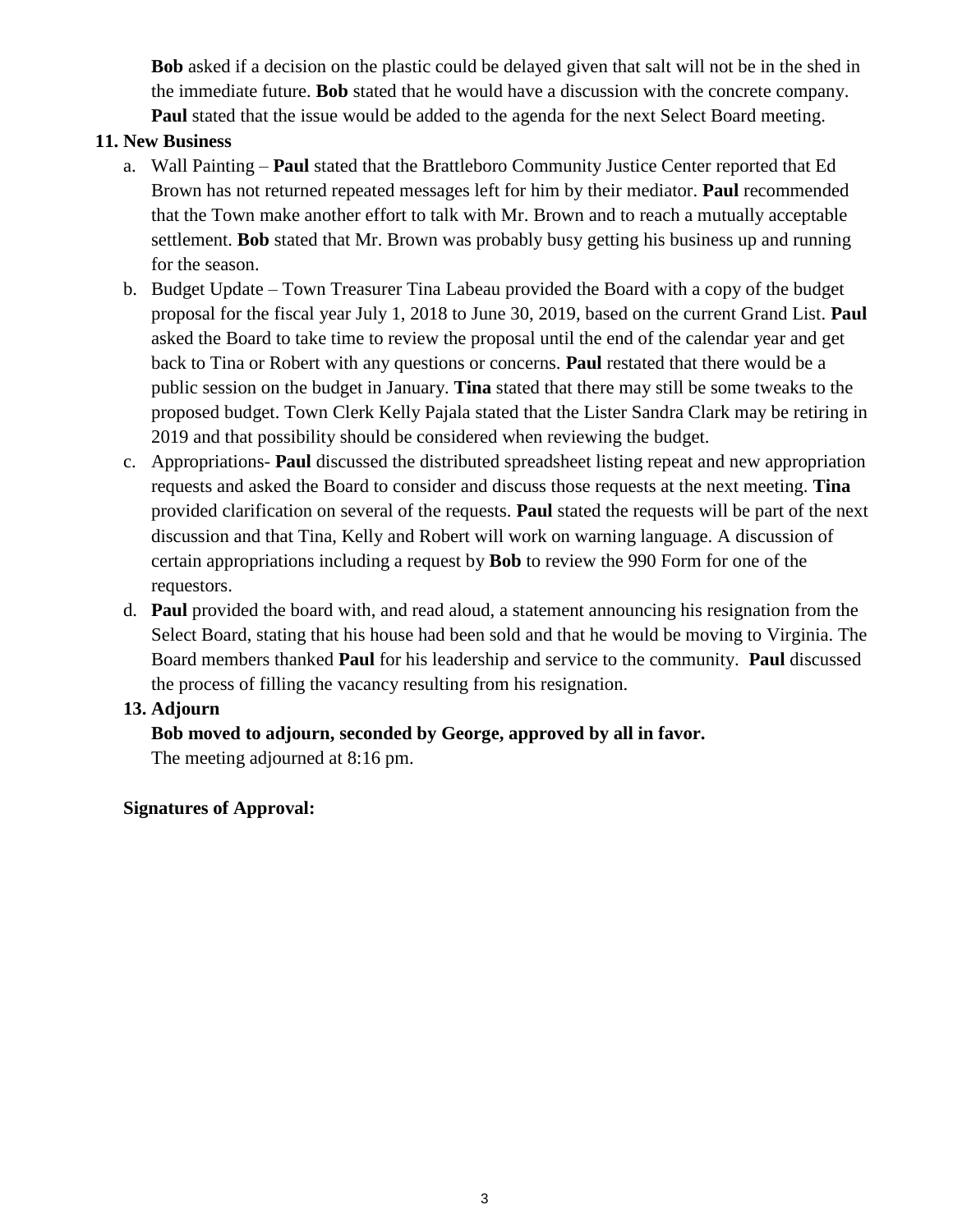**Bob** asked if a decision on the plastic could be delayed given that salt will not be in the shed in the immediate future. **Bob** stated that he would have a discussion with the concrete company. **Paul** stated that the issue would be added to the agenda for the next Select Board meeting.

**11. New Business**

a. Wall Painting – **Paul** stated that the Brattleboro Community Justice Center reported that Ed Brown has not returned repeated messages left for him by their mediator. **Paul** recommended that the Town make another effort to talk with Mr. Brown and to reach a mutually acceptable settlement. **Bob** stated that Mr. Brown was probably busy getting his business up and running for the season.

b. Budget Update – Town Treasurer Tina Labeau provided the Board with a copy of the budget proposal for the fiscal year July 1, 2018 to June 30, 2019, based on the current Grand List. **Paul** asked the Board to take time to review the proposal until the end of the calendar year and get back to Tina or Robert with any questions or concerns. **Paul** restated that there would be a public session on the budget in January. **Tina** stated that there may still be some tweaks to the proposed budget. Town Clerk Kelly Pajala stated that the Lister Sandra Clark may be retiring in 2019 and that possibility should be considered when reviewing the budget.

c. Appropriations- **Paul** discussed the distributed spreadsheet listing repeat and new appropriation requests and asked the Board to consider and discuss those requests at the next meeting. **Tina** provided clarification on several of the requests. **Paul** stated the requests will be part of the next discussion and that Tina, Kelly and Robert will work on warning language. A discussion of certain appropriations including a request by **Bob** to review the 990 Form for one of the requestors.

d. **Paul** provided the board with, and read aloud, a statement announcing his resignation from the Select Board, stating that his house had been sold and that he would be moving to Virginia. The Board members thanked **Paul** for his leadership and service to the community. **Paul** discussed the process of filling the vacancy resulting from his resignation.

**13. Adjourn**

**Bob moved to adjourn, seconded by George, approved by all in favor.**
The meeting adjourned at 8:16 pm.

**Signatures of Approval:**